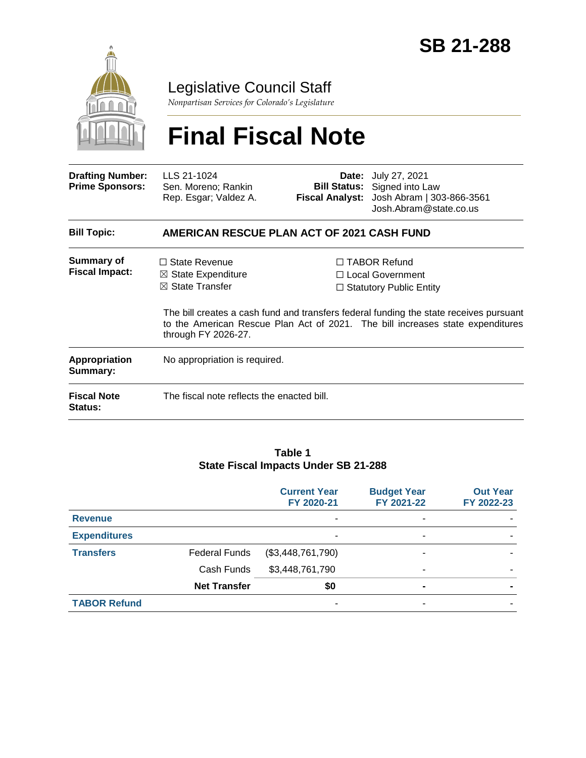# SB 21-288

Legislative Council Staff

*Nonpartisan Services for Colorado's Legislature*

# Final Fiscal Note

| | | | |
|---|---|---|---|
| **Drafting Number:** | LLS 21-1024 | **Date:** | July 27, 2021 |
| **Prime Sponsors:** | Sen. Moreno; Rankin<br>Rep. Esgar; Valdez A. | **Bill Status:** | Signed into Law |
| | | **Fiscal Analyst:** | Josh Abram \| 303-866-3561<br>Josh.Abram@state.co.us |

**Bill Topic:** **AMERICAN RESCUE PLAN ACT OF 2021 CASH FUND**

**Summary of Fiscal Impact:**

☐ State Revenue
☒ State Expenditure
☒ State Transfer
☐ TABOR Refund
☐ Local Government
☐ Statutory Public Entity

The bill creates a cash fund and transfers federal funding the state receives pursuant to the American Rescue Plan Act of 2021. The bill increases state expenditures through FY 2026-27.

**Appropriation Summary:** No appropriation is required.

**Fiscal Note Status:** The fiscal note reflects the enacted bill.

**Table 1**
**State Fiscal Impacts Under SB 21-288**

| | | Current Year FY 2020-21 | Budget Year FY 2021-22 | Out Year FY 2022-23 |
|---|---|---|---|---|
| **Revenue** | | - | - | - |
| **Expenditures** | | - | - | - |
| **Transfers** | Federal Funds | ($3,448,761,790) | - | - |
| | Cash Funds | $3,448,761,790 | - | - |
| | **Net Transfer** | **$0** | **-** | **-** |
| **TABOR Refund** | | - | - | - |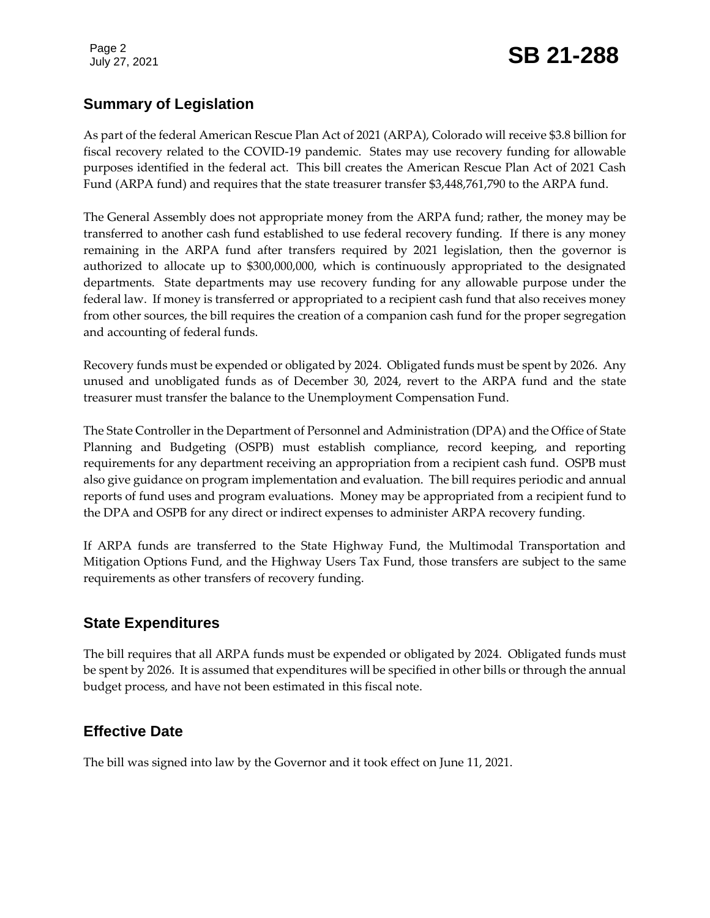## Summary of Legislation

As part of the federal American Rescue Plan Act of 2021 (ARPA), Colorado will receive $3.8 billion for fiscal recovery related to the COVID-19 pandemic. States may use recovery funding for allowable purposes identified in the federal act. This bill creates the American Rescue Plan Act of 2021 Cash Fund (ARPA fund) and requires that the state treasurer transfer $3,448,761,790 to the ARPA fund.

The General Assembly does not appropriate money from the ARPA fund; rather, the money may be transferred to another cash fund established to use federal recovery funding. If there is any money remaining in the ARPA fund after transfers required by 2021 legislation, then the governor is authorized to allocate up to $300,000,000, which is continuously appropriated to the designated departments. State departments may use recovery funding for any allowable purpose under the federal law. If money is transferred or appropriated to a recipient cash fund that also receives money from other sources, the bill requires the creation of a companion cash fund for the proper segregation and accounting of federal funds.

Recovery funds must be expended or obligated by 2024. Obligated funds must be spent by 2026. Any unused and unobligated funds as of December 30, 2024, revert to the ARPA fund and the state treasurer must transfer the balance to the Unemployment Compensation Fund.

The State Controller in the Department of Personnel and Administration (DPA) and the Office of State Planning and Budgeting (OSPB) must establish compliance, record keeping, and reporting requirements for any department receiving an appropriation from a recipient cash fund. OSPB must also give guidance on program implementation and evaluation. The bill requires periodic and annual reports of fund uses and program evaluations. Money may be appropriated from a recipient fund to the DPA and OSPB for any direct or indirect expenses to administer ARPA recovery funding.

If ARPA funds are transferred to the State Highway Fund, the Multimodal Transportation and Mitigation Options Fund, and the Highway Users Tax Fund, those transfers are subject to the same requirements as other transfers of recovery funding.

## State Expenditures

The bill requires that all ARPA funds must be expended or obligated by 2024. Obligated funds must be spent by 2026. It is assumed that expenditures will be specified in other bills or through the annual budget process, and have not been estimated in this fiscal note.

## Effective Date

The bill was signed into law by the Governor and it took effect on June 11, 2021.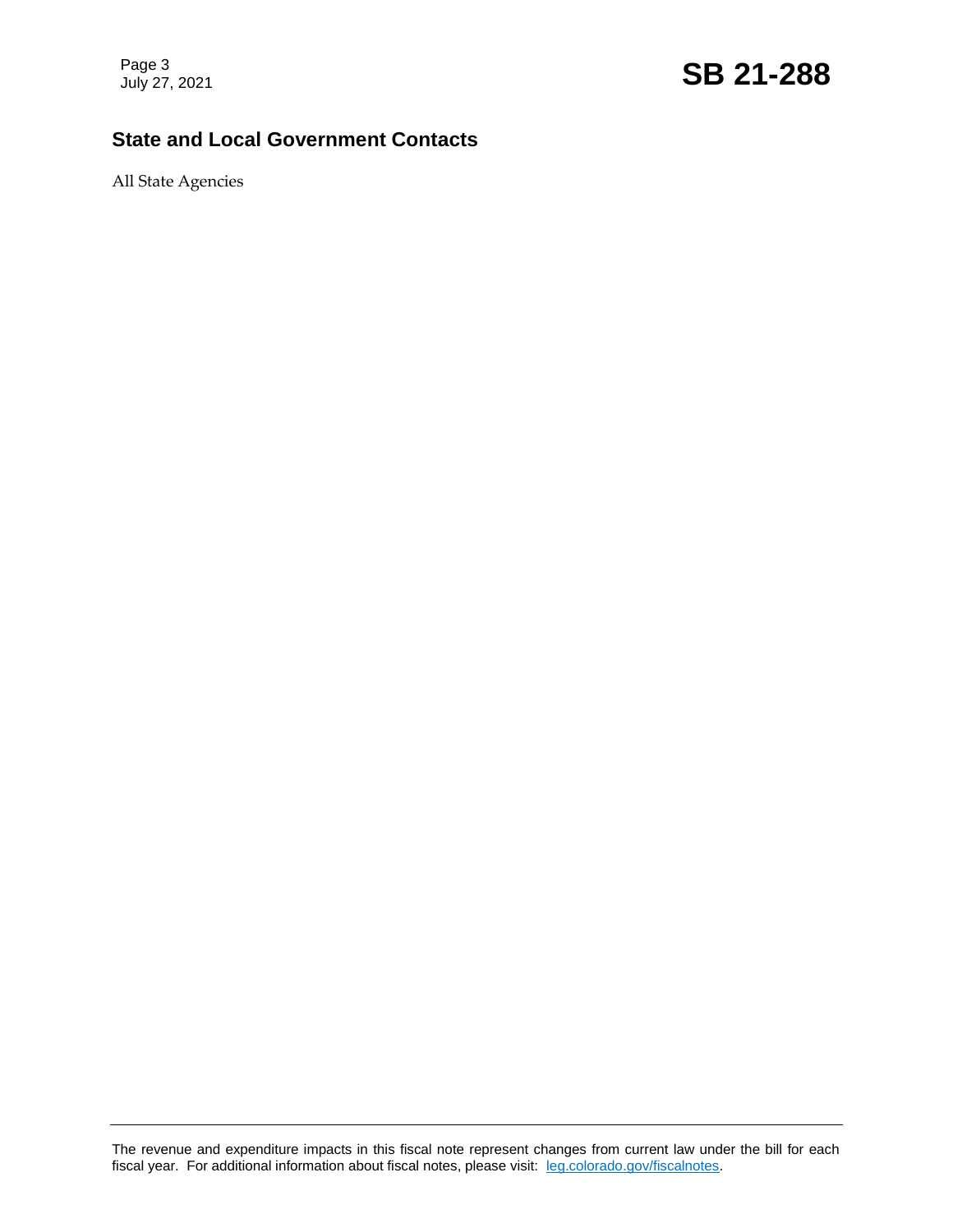## State and Local Government Contacts

All State Agencies

The revenue and expenditure impacts in this fiscal note represent changes from current law under the bill for each fiscal year. For additional information about fiscal notes, please visit: leg.colorado.gov/fiscalnotes.